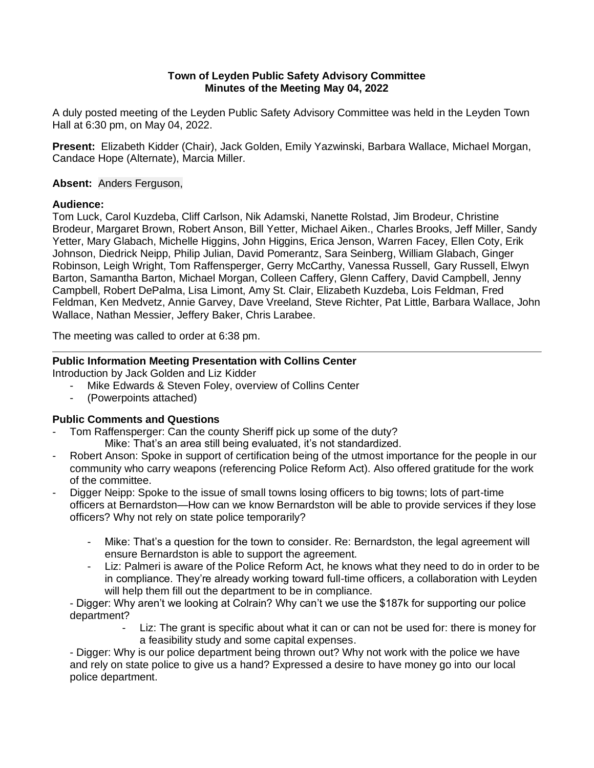**Town of Leyden Public Safety Advisory Committee**
**Minutes of the Meeting May 04, 2022**

A duly posted meeting of the Leyden Public Safety Advisory Committee was held in the Leyden Town Hall at 6:30 pm, on May 04, 2022.

**Present:** Elizabeth Kidder (Chair), Jack Golden, Emily Yazwinski, Barbara Wallace, Michael Morgan, Candace Hope (Alternate), Marcia Miller.

**Absent:** Anders Ferguson,

**Audience:**
Tom Luck, Carol Kuzdeba, Cliff Carlson, Nik Adamski, Nanette Rolstad, Jim Brodeur, Christine Brodeur, Margaret Brown, Robert Anson, Bill Yetter, Michael Aiken., Charles Brooks, Jeff Miller, Sandy Yetter, Mary Glabach, Michelle Higgins, John Higgins, Erica Jenson, Warren Facey, Ellen Coty, Erik Johnson, Diedrick Neipp, Philip Julian, David Pomerantz, Sara Seinberg, William Glabach, Ginger Robinson, Leigh Wright, Tom Raffensperger, Gerry McCarthy, Vanessa Russell, Gary Russell, Elwyn Barton, Samantha Barton, Michael Morgan, Colleen Caffery, Glenn Caffery, David Campbell, Jenny Campbell, Robert DePalma, Lisa Limont, Amy St. Clair, Elizabeth Kuzdeba, Lois Feldman, Fred Feldman, Ken Medvetz, Annie Garvey, Dave Vreeland, Steve Richter, Pat Little, Barbara Wallace, John Wallace, Nathan Messier, Jeffery Baker, Chris Larabee.

The meeting was called to order at 6:38 pm.

---

**Public Information Meeting Presentation with Collins Center**
Introduction by Jack Golden and Liz Kidder

- Mike Edwards & Steven Foley, overview of Collins Center
- (Powerpoints attached)

**Public Comments and Questions**

- Tom Raffensperger: Can the county Sheriff pick up some of the duty?
  Mike: That's an area still being evaluated, it's not standardized.
- Robert Anson: Spoke in support of certification being of the utmost importance for the people in our community who carry weapons (referencing Police Reform Act). Also offered gratitude for the work of the committee.
- Digger Neipp: Spoke to the issue of small towns losing officers to big towns; lots of part-time officers at Bernardston—How can we know Bernardston will be able to provide services if they lose officers? Why not rely on state police temporarily?
  - Mike: That's a question for the town to consider. Re: Bernardston, the legal agreement will ensure Bernardston is able to support the agreement.
  - Liz: Palmeri is aware of the Police Reform Act, he knows what they need to do in order to be in compliance. They're already working toward full-time officers, a collaboration with Leyden will help them fill out the department to be in compliance.

  - Digger: Why aren't we looking at Colrain? Why can't we use the $187k for supporting our police department?
    - Liz: The grant is specific about what it can or can not be used for: there is money for a feasibility study and some capital expenses.

  - Digger: Why is our police department being thrown out? Why not work with the police we have and rely on state police to give us a hand? Expressed a desire to have money go into our local police department.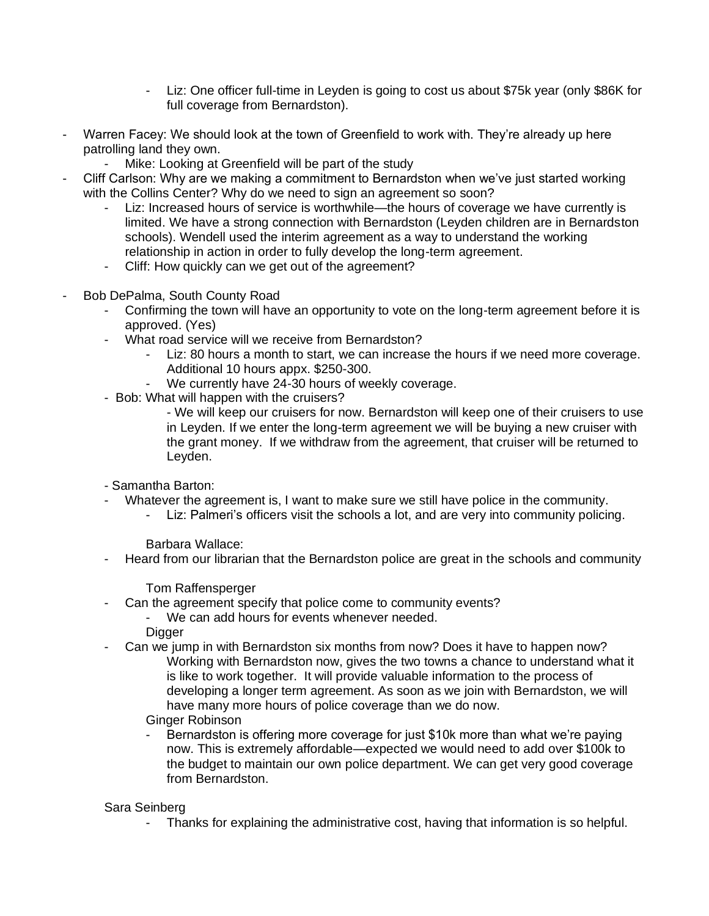- Liz: One officer full-time in Leyden is going to cost us about $75k year (only $86K for full coverage from Bernardston).

- Warren Facey: We should look at the town of Greenfield to work with. They're already up here patrolling land they own.
  - Mike: Looking at Greenfield will be part of the study
- Cliff Carlson: Why are we making a commitment to Bernardston when we've just started working with the Collins Center? Why do we need to sign an agreement so soon?
  - Liz: Increased hours of service is worthwhile—the hours of coverage we have currently is limited. We have a strong connection with Bernardston (Leyden children are in Bernardston schools). Wendell used the interim agreement as a way to understand the working relationship in action in order to fully develop the long-term agreement.
  - Cliff: How quickly can we get out of the agreement?

- Bob DePalma, South County Road
  - Confirming the town will have an opportunity to vote on the long-term agreement before it is approved. (Yes)
  - What road service will we receive from Bernardston?
    - Liz: 80 hours a month to start, we can increase the hours if we need more coverage. Additional 10 hours appx. $250-300.
    - We currently have 24-30 hours of weekly coverage.
  - Bob: What will happen with the cruisers?
    - We will keep our cruisers for now. Bernardston will keep one of their cruisers to use in Leyden. If we enter the long-term agreement we will be buying a new cruiser with the grant money. If we withdraw from the agreement, that cruiser will be returned to Leyden.

- Samantha Barton:
  - Whatever the agreement is, I want to make sure we still have police in the community.
    - Liz: Palmeri's officers visit the schools a lot, and are very into community policing.

Barbara Wallace:
- Heard from our librarian that the Bernardston police are great in the schools and community

Tom Raffensperger
- Can the agreement specify that police come to community events?
  - We can add hours for events whenever needed.

Digger
- Can we jump in with Bernardston six months from now? Does it have to happen now?
  Working with Bernardston now, gives the two towns a chance to understand what it is like to work together. It will provide valuable information to the process of developing a longer term agreement. As soon as we join with Bernardston, we will have many more hours of police coverage than we do now.

Ginger Robinson
- Bernardston is offering more coverage for just $10k more than what we're paying now. This is extremely affordable—expected we would need to add over $100k to the budget to maintain our own police department. We can get very good coverage from Bernardston.

Sara Seinberg
- Thanks for explaining the administrative cost, having that information is so helpful.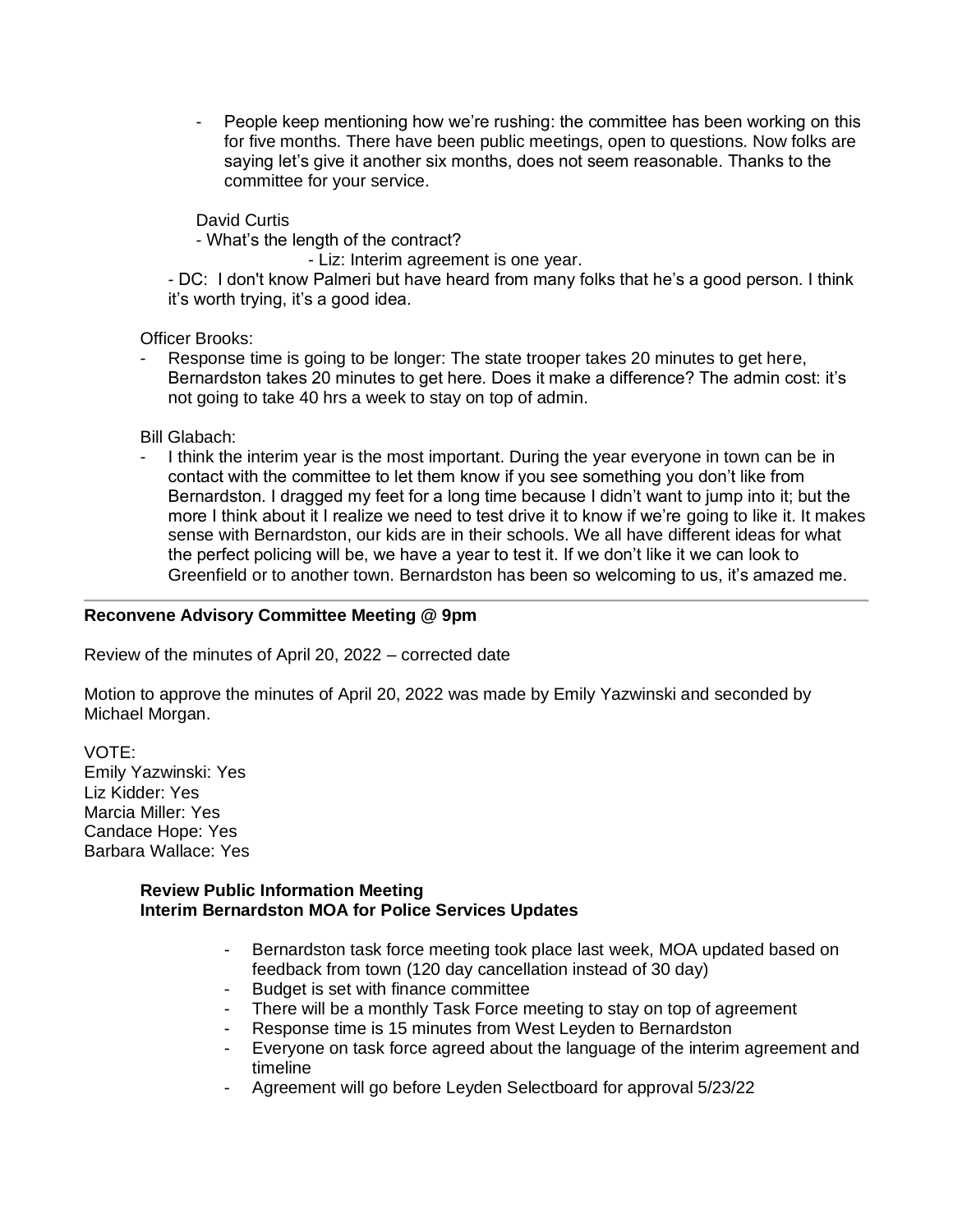- People keep mentioning how we're rushing: the committee has been working on this for five months. There have been public meetings, open to questions. Now folks are saying let's give it another six months, does not seem reasonable. Thanks to the committee for your service.

David Curtis

- What's the length of the contract?
    - Liz: Interim agreement is one year.

- DC: I don't know Palmeri but have heard from many folks that he's a good person. I think it's worth trying, it's a good idea.

Officer Brooks:

- Response time is going to be longer: The state trooper takes 20 minutes to get here, Bernardston takes 20 minutes to get here. Does it make a difference? The admin cost: it's not going to take 40 hrs a week to stay on top of admin.

Bill Glabach:

- I think the interim year is the most important. During the year everyone in town can be in contact with the committee to let them know if you see something you don't like from Bernardston. I dragged my feet for a long time because I didn't want to jump into it; but the more I think about it I realize we need to test drive it to know if we're going to like it. It makes sense with Bernardston, our kids are in their schools. We all have different ideas for what the perfect policing will be, we have a year to test it. If we don't like it we can look to Greenfield or to another town. Bernardston has been so welcoming to us, it's amazed me.

---

**Reconvene Advisory Committee Meeting @ 9pm**

Review of the minutes of April 20, 2022 – corrected date

Motion to approve the minutes of April 20, 2022 was made by Emily Yazwinski and seconded by Michael Morgan.

VOTE:
Emily Yazwinski: Yes
Liz Kidder: Yes
Marcia Miller: Yes
Candace Hope: Yes
Barbara Wallace: Yes

**Review Public Information Meeting**
**Interim Bernardston MOA for Police Services Updates**

- Bernardston task force meeting took place last week, MOA updated based on feedback from town (120 day cancellation instead of 30 day)
- Budget is set with finance committee
- There will be a monthly Task Force meeting to stay on top of agreement
- Response time is 15 minutes from West Leyden to Bernardston
- Everyone on task force agreed about the language of the interim agreement and timeline
- Agreement will go before Leyden Selectboard for approval 5/23/22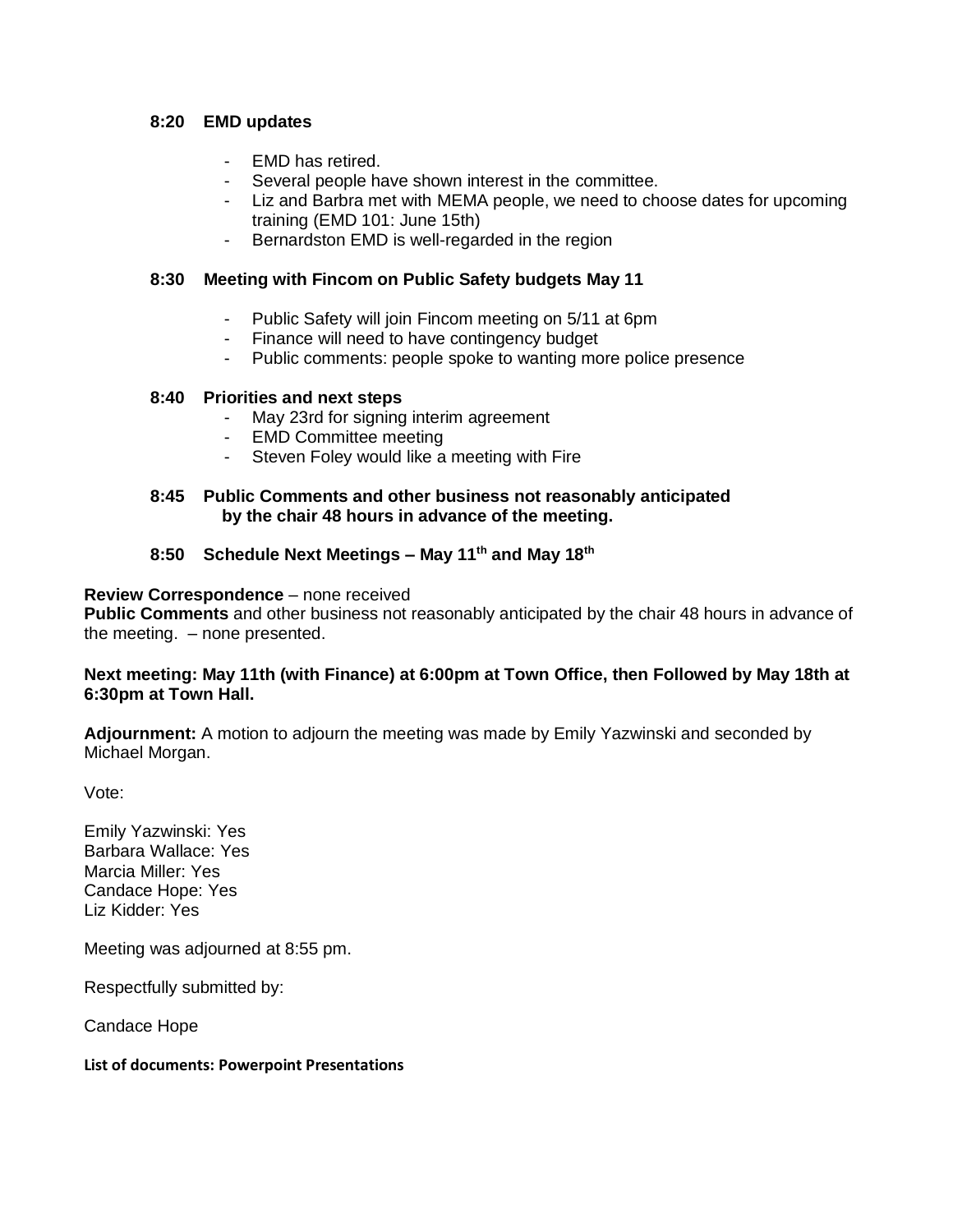**8:20 EMD updates**

- EMD has retired.
- Several people have shown interest in the committee.
- Liz and Barbra met with MEMA people, we need to choose dates for upcoming training (EMD 101: June 15th)
- Bernardston EMD is well-regarded in the region

**8:30 Meeting with Fincom on Public Safety budgets May 11**

- Public Safety will join Fincom meeting on 5/11 at 6pm
- Finance will need to have contingency budget
- Public comments: people spoke to wanting more police presence

**8:40 Priorities and next steps**

- May 23rd for signing interim agreement
- EMD Committee meeting
- Steven Foley would like a meeting with Fire

**8:45 Public Comments and other business not reasonably anticipated by the chair 48 hours in advance of the meeting.**

**8:50 Schedule Next Meetings – May 11th and May 18th**

**Review Correspondence** – none received
**Public Comments** and other business not reasonably anticipated by the chair 48 hours in advance of the meeting. – none presented.

**Next meeting: May 11th (with Finance) at 6:00pm at Town Office, then Followed by May 18th at 6:30pm at Town Hall.**

**Adjournment:** A motion to adjourn the meeting was made by Emily Yazwinski and seconded by Michael Morgan.

Vote:

Emily Yazwinski: Yes
Barbara Wallace: Yes
Marcia Miller: Yes
Candace Hope: Yes
Liz Kidder: Yes

Meeting was adjourned at 8:55 pm.

Respectfully submitted by:

Candace Hope

**List of documents: Powerpoint Presentations**